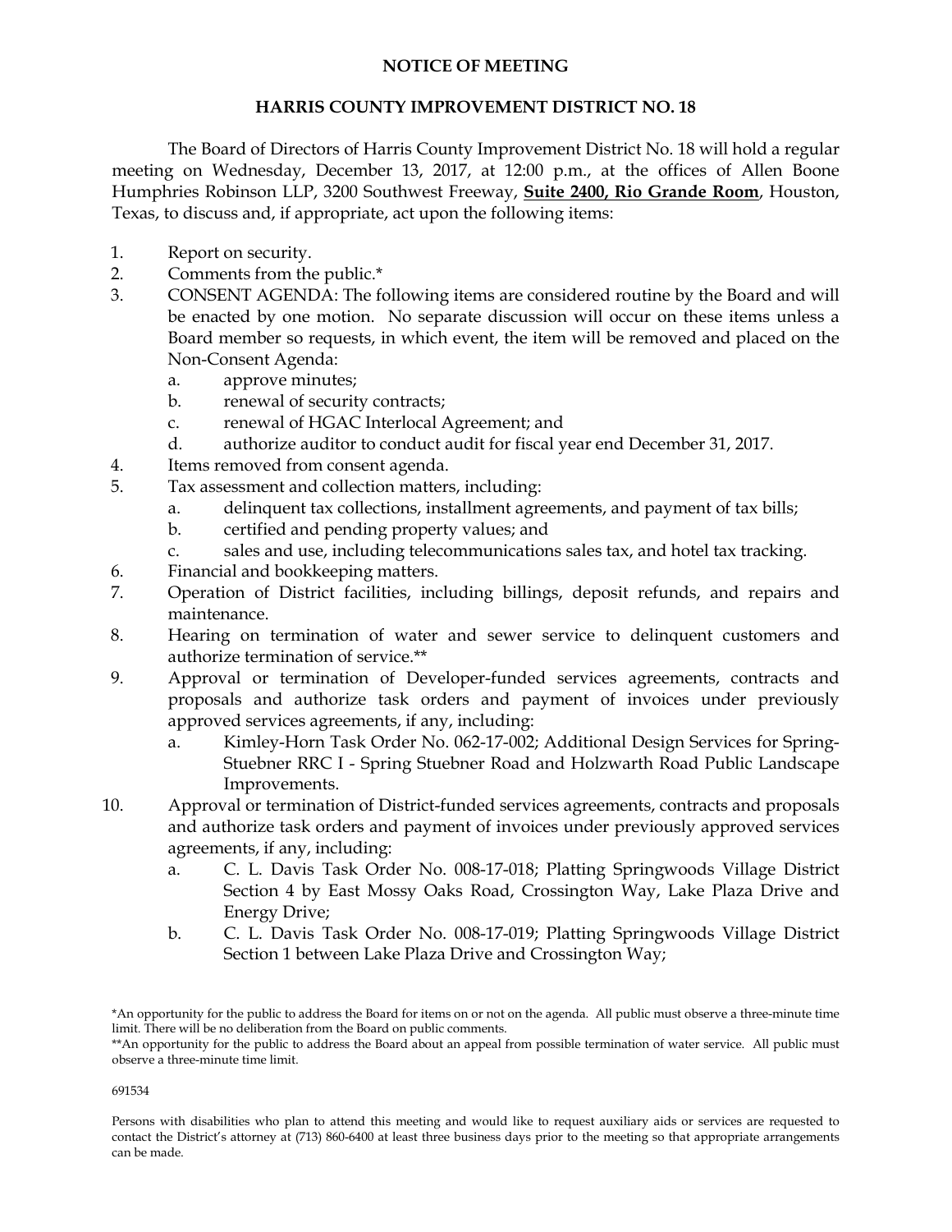**NOTICE OF MEETING**

**HARRIS COUNTY IMPROVEMENT DISTRICT NO. 18**

The Board of Directors of Harris County Improvement District No. 18 will hold a regular meeting on Wednesday, December 13, 2017, at 12:00 p.m., at the offices of Allen Boone Humphries Robinson LLP, 3200 Southwest Freeway, **Suite 2400, Rio Grande Room**, Houston, Texas, to discuss and, if appropriate, act upon the following items:

1. Report on security.
2. Comments from the public.*
3. CONSENT AGENDA: The following items are considered routine by the Board and will be enacted by one motion. No separate discussion will occur on these items unless a Board member so requests, in which event, the item will be removed and placed on the Non-Consent Agenda:
   a. approve minutes;
   b. renewal of security contracts;
   c. renewal of HGAC Interlocal Agreement; and
   d. authorize auditor to conduct audit for fiscal year end December 31, 2017.
4. Items removed from consent agenda.
5. Tax assessment and collection matters, including:
   a. delinquent tax collections, installment agreements, and payment of tax bills;
   b. certified and pending property values; and
   c. sales and use, including telecommunications sales tax, and hotel tax tracking.
6. Financial and bookkeeping matters.
7. Operation of District facilities, including billings, deposit refunds, and repairs and maintenance.
8. Hearing on termination of water and sewer service to delinquent customers and authorize termination of service.**
9. Approval or termination of Developer-funded services agreements, contracts and proposals and authorize task orders and payment of invoices under previously approved services agreements, if any, including:
   a. Kimley-Horn Task Order No. 062-17-002; Additional Design Services for Spring-Stuebner RRC I - Spring Stuebner Road and Holzwarth Road Public Landscape Improvements.
10. Approval or termination of District-funded services agreements, contracts and proposals and authorize task orders and payment of invoices under previously approved services agreements, if any, including:
    a. C. L. Davis Task Order No. 008-17-018; Platting Springwoods Village District Section 4 by East Mossy Oaks Road, Crossington Way, Lake Plaza Drive and Energy Drive;
    b. C. L. Davis Task Order No. 008-17-019; Platting Springwoods Village District Section 1 between Lake Plaza Drive and Crossington Way;

*An opportunity for the public to address the Board for items on or not on the agenda. All public must observe a three-minute time limit. There will be no deliberation from the Board on public comments.

**An opportunity for the public to address the Board about an appeal from possible termination of water service. All public must observe a three-minute time limit.

691534

Persons with disabilities who plan to attend this meeting and would like to request auxiliary aids or services are requested to contact the District's attorney at (713) 860-6400 at least three business days prior to the meeting so that appropriate arrangements can be made.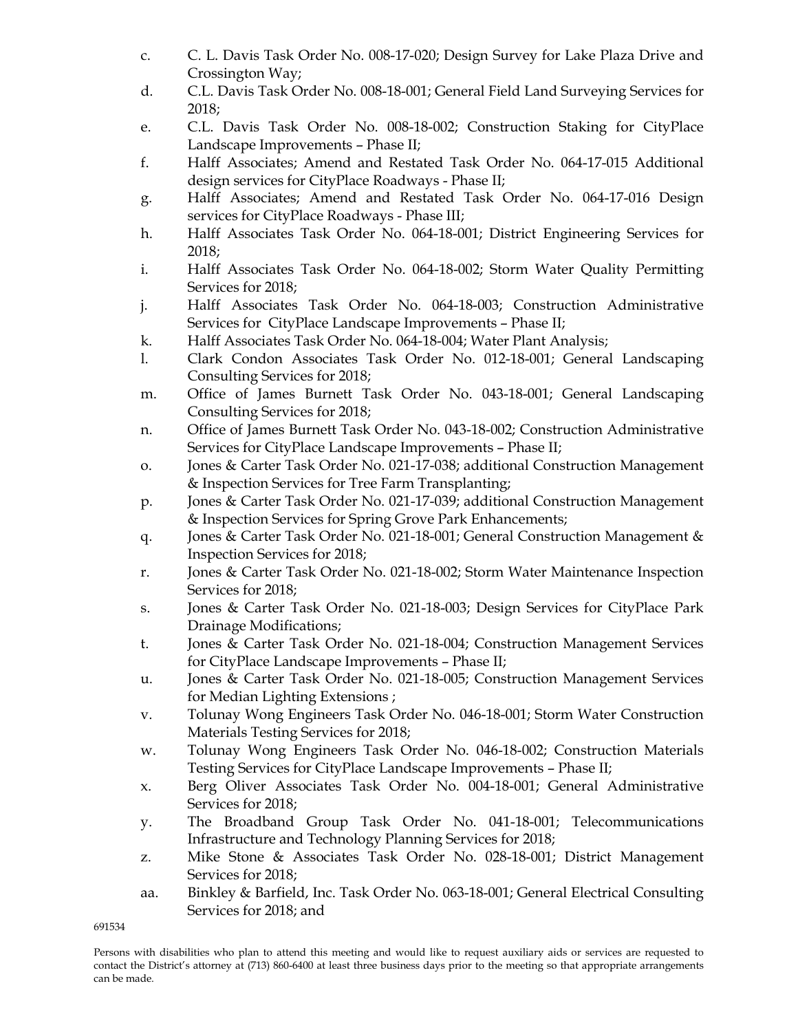c. C. L. Davis Task Order No. 008-17-020; Design Survey for Lake Plaza Drive and Crossington Way;

d. C.L. Davis Task Order No. 008-18-001; General Field Land Surveying Services for 2018;

e. C.L. Davis Task Order No. 008-18-002; Construction Staking for CityPlace Landscape Improvements – Phase II;

f. Halff Associates; Amend and Restated Task Order No. 064-17-015 Additional design services for CityPlace Roadways - Phase II;

g. Halff Associates; Amend and Restated Task Order No. 064-17-016 Design services for CityPlace Roadways - Phase III;

h. Halff Associates Task Order No. 064-18-001; District Engineering Services for 2018;

i. Halff Associates Task Order No. 064-18-002; Storm Water Quality Permitting Services for 2018;

j. Halff Associates Task Order No. 064-18-003; Construction Administrative Services for CityPlace Landscape Improvements – Phase II;

k. Halff Associates Task Order No. 064-18-004; Water Plant Analysis;

l. Clark Condon Associates Task Order No. 012-18-001; General Landscaping Consulting Services for 2018;

m. Office of James Burnett Task Order No. 043-18-001; General Landscaping Consulting Services for 2018;

n. Office of James Burnett Task Order No. 043-18-002; Construction Administrative Services for CityPlace Landscape Improvements – Phase II;

o. Jones & Carter Task Order No. 021-17-038; additional Construction Management & Inspection Services for Tree Farm Transplanting;

p. Jones & Carter Task Order No. 021-17-039; additional Construction Management & Inspection Services for Spring Grove Park Enhancements;

q. Jones & Carter Task Order No. 021-18-001; General Construction Management & Inspection Services for 2018;

r. Jones & Carter Task Order No. 021-18-002; Storm Water Maintenance Inspection Services for 2018;

s. Jones & Carter Task Order No. 021-18-003; Design Services for CityPlace Park Drainage Modifications;

t. Jones & Carter Task Order No. 021-18-004; Construction Management Services for CityPlace Landscape Improvements – Phase II;

u. Jones & Carter Task Order No. 021-18-005; Construction Management Services for Median Lighting Extensions ;

v. Tolunay Wong Engineers Task Order No. 046-18-001; Storm Water Construction Materials Testing Services for 2018;

w. Tolunay Wong Engineers Task Order No. 046-18-002; Construction Materials Testing Services for CityPlace Landscape Improvements – Phase II;

x. Berg Oliver Associates Task Order No. 004-18-001; General Administrative Services for 2018;

y. The Broadband Group Task Order No. 041-18-001; Telecommunications Infrastructure and Technology Planning Services for 2018;

z. Mike Stone & Associates Task Order No. 028-18-001; District Management Services for 2018;

aa. Binkley & Barfield, Inc. Task Order No. 063-18-001; General Electrical Consulting Services for 2018; and

691534

Persons with disabilities who plan to attend this meeting and would like to request auxiliary aids or services are requested to contact the District's attorney at (713) 860-6400 at least three business days prior to the meeting so that appropriate arrangements can be made.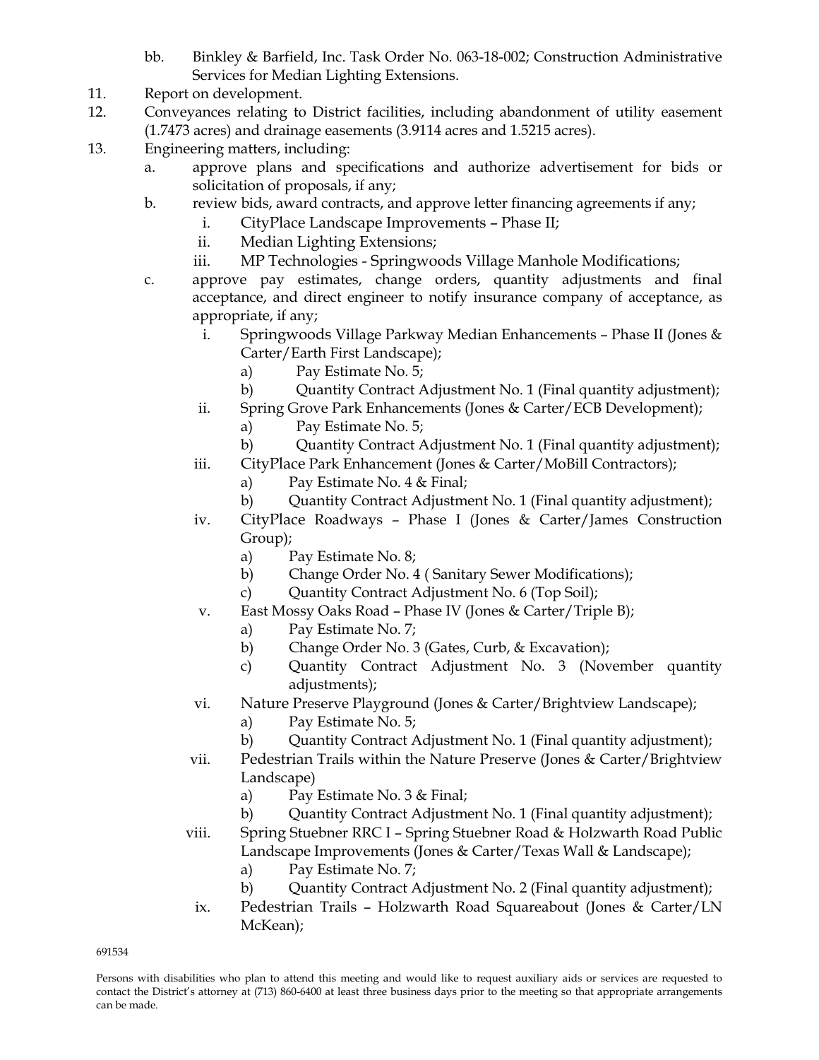bb. Binkley & Barfield, Inc. Task Order No. 063-18-002; Construction Administrative Services for Median Lighting Extensions.

11. Report on development.

12. Conveyances relating to District facilities, including abandonment of utility easement (1.7473 acres) and drainage easements (3.9114 acres and 1.5215 acres).

13. Engineering matters, including:

    a. approve plans and specifications and authorize advertisement for bids or solicitation of proposals, if any;

    b. review bids, award contracts, and approve letter financing agreements if any;

        i. CityPlace Landscape Improvements – Phase II;

        ii. Median Lighting Extensions;

        iii. MP Technologies - Springwoods Village Manhole Modifications;

    c. approve pay estimates, change orders, quantity adjustments and final acceptance, and direct engineer to notify insurance company of acceptance, as appropriate, if any;

        i. Springwoods Village Parkway Median Enhancements – Phase II (Jones & Carter/Earth First Landscape);

            a) Pay Estimate No. 5;

            b) Quantity Contract Adjustment No. 1 (Final quantity adjustment);

        ii. Spring Grove Park Enhancements (Jones & Carter/ECB Development);

            a) Pay Estimate No. 5;

            b) Quantity Contract Adjustment No. 1 (Final quantity adjustment);

        iii. CityPlace Park Enhancement (Jones & Carter/MoBill Contractors);

            a) Pay Estimate No. 4 & Final;

            b) Quantity Contract Adjustment No. 1 (Final quantity adjustment);

        iv. CityPlace Roadways – Phase I (Jones & Carter/James Construction Group);

            a) Pay Estimate No. 8;

            b) Change Order No. 4 ( Sanitary Sewer Modifications);

            c) Quantity Contract Adjustment No. 6 (Top Soil);

        v. East Mossy Oaks Road – Phase IV (Jones & Carter/Triple B);

            a) Pay Estimate No. 7;

            b) Change Order No. 3 (Gates, Curb, & Excavation);

            c) Quantity Contract Adjustment No. 3 (November quantity adjustments);

        vi. Nature Preserve Playground (Jones & Carter/Brightview Landscape);

            a) Pay Estimate No. 5;

            b) Quantity Contract Adjustment No. 1 (Final quantity adjustment);

        vii. Pedestrian Trails within the Nature Preserve (Jones & Carter/Brightview Landscape)

            a) Pay Estimate No. 3 & Final;

            b) Quantity Contract Adjustment No. 1 (Final quantity adjustment);

        viii. Spring Stuebner RRC I – Spring Stuebner Road & Holzwarth Road Public Landscape Improvements (Jones & Carter/Texas Wall & Landscape);

            a) Pay Estimate No. 7;

            b) Quantity Contract Adjustment No. 2 (Final quantity adjustment);

        ix. Pedestrian Trails – Holzwarth Road Squareabout (Jones & Carter/LN McKean);

691534

Persons with disabilities who plan to attend this meeting and would like to request auxiliary aids or services are requested to contact the District's attorney at (713) 860-6400 at least three business days prior to the meeting so that appropriate arrangements can be made.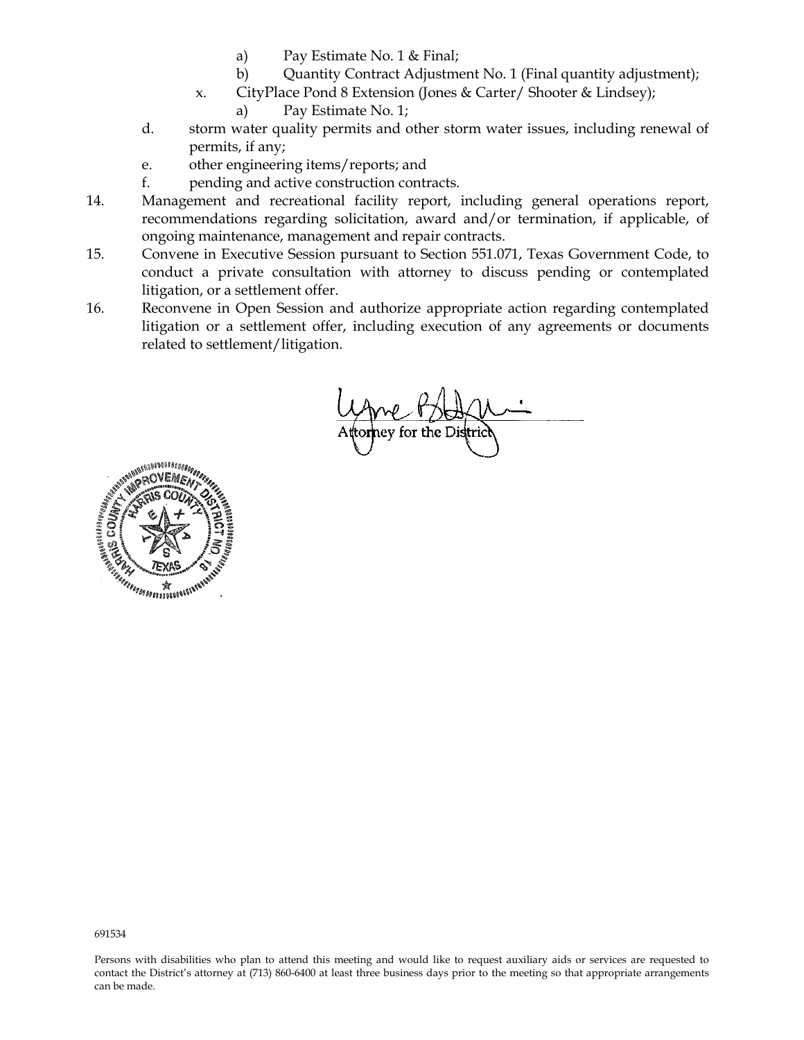a) Pay Estimate No. 1 & Final;

b) Quantity Contract Adjustment No. 1 (Final quantity adjustment);

x. CityPlace Pond 8 Extension (Jones & Carter/ Shooter & Lindsey);

a) Pay Estimate No. 1;

d. storm water quality permits and other storm water issues, including renewal of permits, if any;

e. other engineering items/reports; and

f. pending and active construction contracts.

14. Management and recreational facility report, including general operations report, recommendations regarding solicitation, award and/or termination, if applicable, of ongoing maintenance, management and repair contracts.

15. Convene in Executive Session pursuant to Section 551.071, Texas Government Code, to conduct a private consultation with attorney to discuss pending or contemplated litigation, or a settlement offer.

16. Reconvene in Open Session and authorize appropriate action regarding contemplated litigation or a settlement offer, including execution of any agreements or documents related to settlement/litigation.

Attorney for the District

HARRIS COUNTY IMPROVEMENT DISTRICT NO. 18
HARRIS COUNTY
TEXAS

691534

Persons with disabilities who plan to attend this meeting and would like to request auxiliary aids or services are requested to contact the District's attorney at (713) 860-6400 at least three business days prior to the meeting so that appropriate arrangements can be made.